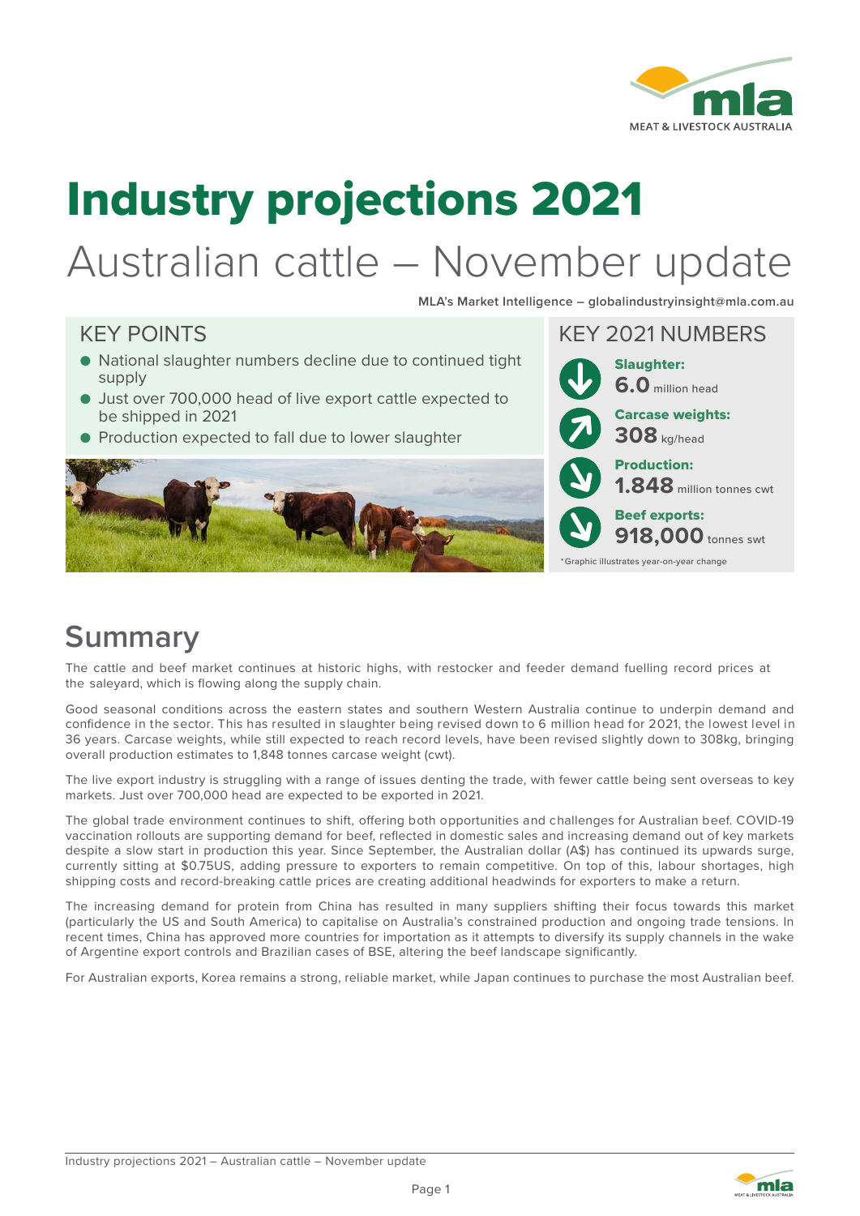# Industry projections 2021

## Australian cattle – November update

**MLA's Market Intelligence – globalindustryinsight@mla.com.au**

### KEY POINTS

- National slaughter numbers decline due to continued tight supply
- Just over 700,000 head of live export cattle expected to be shipped in 2021
- Production expected to fall due to lower slaughter

### KEY 2021 NUMBERS

**Slaughter:**
**6.0** million head

**Carcase weights:**
**308** kg/head

**Production:**
**1.848** million tonnes cwt

**Beef exports:**
**918,000** tonnes swt

*Graphic illustrates year-on-year change

## Summary

The cattle and beef market continues at historic highs, with restocker and feeder demand fuelling record prices at the saleyard, which is flowing along the supply chain.

Good seasonal conditions across the eastern states and southern Western Australia continue to underpin demand and confidence in the sector. This has resulted in slaughter being revised down to 6 million head for 2021, the lowest level in 36 years. Carcase weights, while still expected to reach record levels, have been revised slightly down to 308kg, bringing overall production estimates to 1,848 tonnes carcase weight (cwt).

The live export industry is struggling with a range of issues denting the trade, with fewer cattle being sent overseas to key markets. Just over 700,000 head are expected to be exported in 2021.

The global trade environment continues to shift, offering both opportunities and challenges for Australian beef. COVID-19 vaccination rollouts are supporting demand for beef, reflected in domestic sales and increasing demand out of key markets despite a slow start in production this year. Since September, the Australian dollar (A$) has continued its upwards surge, currently sitting at $0.75US, adding pressure to exporters to remain competitive. On top of this, labour shortages, high shipping costs and record-breaking cattle prices are creating additional headwinds for exporters to make a return.

The increasing demand for protein from China has resulted in many suppliers shifting their focus towards this market (particularly the US and South America) to capitalise on Australia's constrained production and ongoing trade tensions. In recent times, China has approved more countries for importation as it attempts to diversify its supply channels in the wake of Argentine export controls and Brazilian cases of BSE, altering the beef landscape significantly.

For Australian exports, Korea remains a strong, reliable market, while Japan continues to purchase the most Australian beef.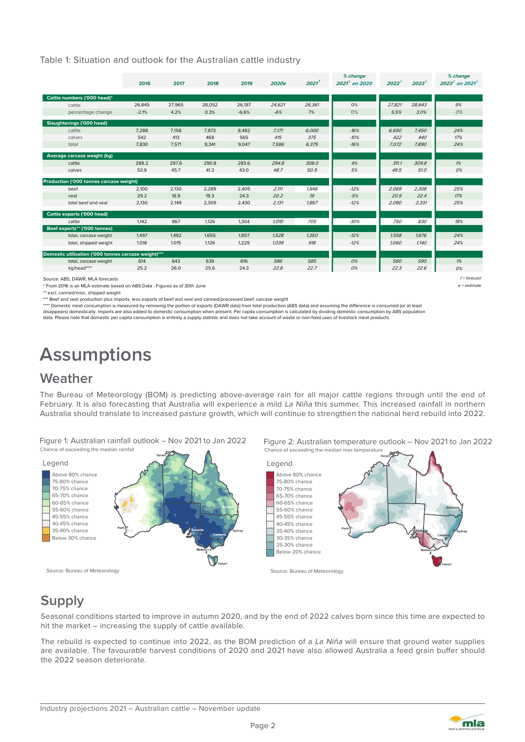Table 1: Situation and outlook for the Australian cattle industry

| | 2016 | 2017 | 2018 | 2019 | *2020e* | *2021f* | *% change 2021f on 2020* | *2022f* | *2023f* | *% change 2023f on 2021f* |
|---|---|---|---|---|---|---|---|---|---|---|
| **Cattle numbers ('000 head)*** | | | | | | | | | | |
| cattle | 26,845 | 27,965 | 28,052 | 26,187 | *24,621* | *26,361* | 0% | *27,821* | *28,643* | *9%* |
| percentage change | -2.1% | 4.2% | 0.3% | -6.6% | *-6%* | *7%* | 0% | *5.5%* | *3.0%* | *0%* |
| **Slaughterings ('000 head)** | | | | | | | | | | |
| cattle | 7,288 | 7,158 | 7,873 | 8,482 | *7,171* | *6,000* | *-16%* | *6,650* | *7,450* | *24%* |
| calves | 542 | 413 | 468 | 565 | *415* | *375* | *-10%* | *422* | *440* | *17%* |
| total | 7,830 | 7,571 | 8,341 | 9,047 | *7,586* | *6,375* | *-16%* | *7,072* | *7,890* | *24%* |
| **Average carcase weight (kg)** | | | | | | | | | | |
| cattle | 288.2 | 297.6 | 290.8 | 283.6 | *294.8* | *308.0* | *4%* | *311.1* | *309.8* | *1%* |
| calves | 53.9 | 45.7 | 41.3 | 43.0 | *48.7* | *50.9* | *5%* | *49.5* | *51.0* | *0%* |
| **Production ('000 tonnes carcase weight)** | | | | | | | | | | |
| beef | 2,100 | 2,130 | 2,289 | 2,405 | *2,111* | *1,848* | *-12%* | *2,069* | *2,308* | *25%* |
| veal | 29.2 | 18.9 | 19.3 | 24.3 | *20.2* | *19* | *-5%* | *20.9* | *22.4* | *17%* |
| total beef and veal | 2,130 | 2,149 | 2,309 | 2,430 | *2,131* | *1,867* | *-12%* | *2,090* | *2,331* | *25%* |
| **Cattle exports ('000 head)** | | | | | | | | | | |
| cattle | 1,142 | 867 | 1,126 | 1,304 | *1,010* | *705* | *-30%* | *750* | *830* | *18%* |
| **Beef exports** ('000 tonnes)** | | | | | | | | | | |
| total, carcase weight | 1,497 | 1,492 | 1,655 | 1,807 | *1,528* | *1,350* | *-12%* | *1,558* | *1,676* | *24%* |
| total, shipped weight | 1,018 | 1,015 | 1,126 | 1,229 | *1,039* | *918* | *-12%* | *1,060* | *1,140* | *24%* |
| **Domestic utilisation ('000 tonnes carcase weight)***** | | | | | | | | | | |
| total, carcase weight | 614 | 643 | 639 | 616 | *586* | *585* | *0%* | *580* | *590* | *1%* |
| kg/head**** | 25.2 | 26.0 | 25.6 | 24.3 | *22.8* | *22.7* | *0%* | *22.3* | *22.6* | *0%* |

Source: ABS, DAWR, MLA forecasts

*f = forecast*
*e = estimate*

* From 2016 is an MLA estimate based on ABS Data - Figures as of 30th June

** excl. canned/misc, shipped weight

*** Beef and veal production plus imports, less exports of beef and veal and canned/processed beef, carcase weight

**** Domestic meat consumption is measured by removing the portion of exports (DAWR data) from total production (ABS data) and assuming the difference is consumed (or at least disappears) domestically. Imports are also added to domestic consumption when present. Per capita consumption is calculated by dividing domestic consumption by ABS population data. Please note that domestic per capita consumption is entirely a supply statistic and does not take account of waste or non-food uses of livestock meat products.

# Assumptions

## Weather

The Bureau of Meteorology (BOM) is predicting above-average rain for all major cattle regions through until the end of February. It is also forecasting that Australia will experience a mild *La Niña* this summer. This increased rainfall in northern Australia should translate to increased pasture growth, which will continue to strengthen the national herd rebuild into 2022.

Figure 1: Australian rainfall outlook – Nov 2021 to Jan 2022
Chance of exceeding the median rainfall

Source: Bureau of Meteorology

Figure 2: Australian temperature outlook – Nov 2021 to Jan 2022
Chance of exceeding the median max temperature

Source: Bureau of Meteorology

## Supply

Seasonal conditions started to improve in autumn 2020, and by the end of 2022 calves born since this time are expected to hit the market – increasing the supply of cattle available.

The rebuild is expected to continue into 2022, as the BOM prediction of a *La Niña* will ensure that ground water supplies are available. The favourable harvest conditions of 2020 and 2021 have also allowed Australia a feed grain buffer should the 2022 season deteriorate.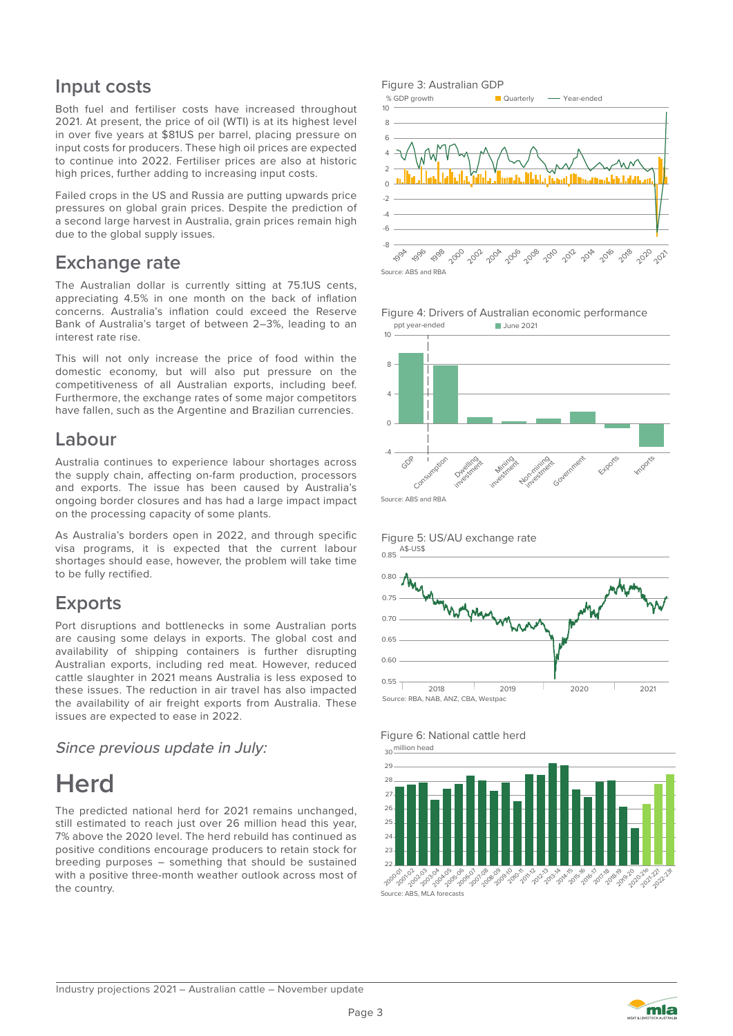## Input costs

Both fuel and fertiliser costs have increased throughout 2021. At present, the price of oil (WTI) is at its highest level in over five years at $81US per barrel, placing pressure on input costs for producers. These high oil prices are expected to continue into 2022. Fertiliser prices are also at historic high prices, further adding to increasing input costs.

Failed crops in the US and Russia are putting upwards price pressures on global grain prices. Despite the prediction of a second large harvest in Australia, grain prices remain high due to the global supply issues.

## Exchange rate

The Australian dollar is currently sitting at 75.1US cents, appreciating 4.5% in one month on the back of inflation concerns. Australia's inflation could exceed the Reserve Bank of Australia's target of between 2–3%, leading to an interest rate rise.

This will not only increase the price of food within the domestic economy, but will also put pressure on the competitiveness of all Australian exports, including beef. Furthermore, the exchange rates of some major competitors have fallen, such as the Argentine and Brazilian currencies.

## Labour

Australia continues to experience labour shortages across the supply chain, affecting on-farm production, processors and exports. The issue has been caused by Australia's ongoing border closures and has had a large impact impact on the processing capacity of some plants.

As Australia's borders open in 2022, and through specific visa programs, it is expected that the current labour shortages should ease, however, the problem will take time to be fully rectified.

## Exports

Port disruptions and bottlenecks in some Australian ports are causing some delays in exports. The global cost and availability of shipping containers is further disrupting Australian exports, including red meat. However, reduced cattle slaughter in 2021 means Australia is less exposed to these issues. The reduction in air travel has also impacted the availability of air freight exports from Australia. These issues are expected to ease in 2022.

*Since previous update in July:*

# Herd

The predicted national herd for 2021 remains unchanged, still estimated to reach just over 26 million head this year, 7% above the 2020 level. The herd rebuild has continued as positive conditions encourage producers to retain stock for breeding purposes – something that should be sustained with a positive three-month weather outlook across most of the country.

Figure 3: Australian GDP

Source: ABS and RBA

Figure 4: Drivers of Australian economic performance

Source: ABS and RBA

Figure 5: US/AU exchange rate

Source: RBA, NAB, ANZ, CBA, Westpac

Figure 6: National cattle herd

Source: ABS, MLA forecasts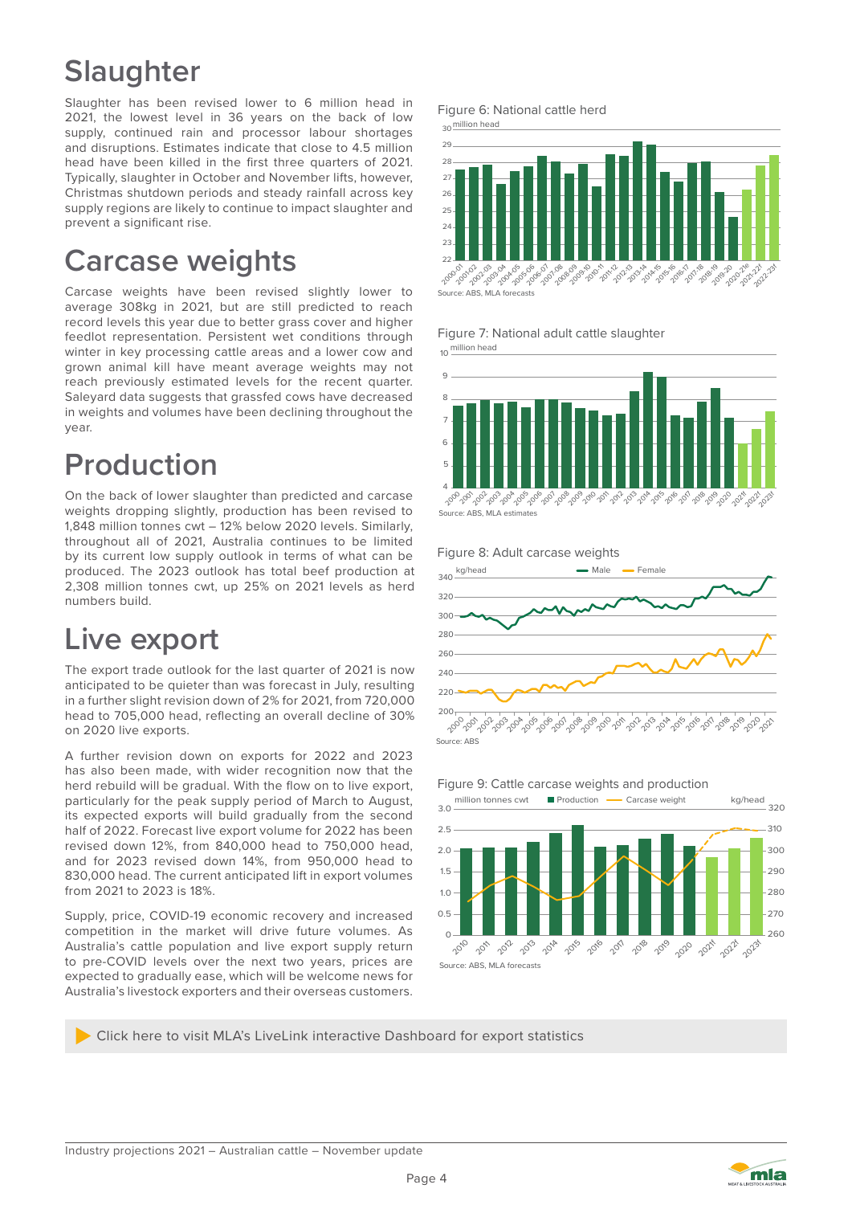# Slaughter

Slaughter has been revised lower to 6 million head in 2021, the lowest level in 36 years on the back of low supply, continued rain and processor labour shortages and disruptions. Estimates indicate that close to 4.5 million head have been killed in the first three quarters of 2021. Typically, slaughter in October and November lifts, however, Christmas shutdown periods and steady rainfall across key supply regions are likely to continue to impact slaughter and prevent a significant rise.

# Carcase weights

Carcase weights have been revised slightly lower to average 308kg in 2021, but are still predicted to reach record levels this year due to better grass cover and higher feedlot representation. Persistent wet conditions through winter in key processing cattle areas and a lower cow and grown animal kill have meant average weights may not reach previously estimated levels for the recent quarter. Saleyard data suggests that grassfed cows have decreased in weights and volumes have been declining throughout the year.

# Production

On the back of lower slaughter than predicted and carcase weights dropping slightly, production has been revised to 1,848 million tonnes cwt – 12% below 2020 levels. Similarly, throughout all of 2021, Australia continues to be limited by its current low supply outlook in terms of what can be produced. The 2023 outlook has total beef production at 2,308 million tonnes cwt, up 25% on 2021 levels as herd numbers build.

# Live export

The export trade outlook for the last quarter of 2021 is now anticipated to be quieter than was forecast in July, resulting in a further slight revision down of 2% for 2021, from 720,000 head to 705,000 head, reflecting an overall decline of 30% on 2020 live exports.

A further revision down on exports for 2022 and 2023 has also been made, with wider recognition now that the herd rebuild will be gradual. With the flow on to live export, particularly for the peak supply period of March to August, its expected exports will build gradually from the second half of 2022. Forecast live export volume for 2022 has been revised down 12%, from 840,000 head to 750,000 head, and for 2023 revised down 14%, from 950,000 head to 830,000 head. The current anticipated lift in export volumes from 2021 to 2023 is 18%.

Supply, price, COVID-19 economic recovery and increased competition in the market will drive future volumes. As Australia's cattle population and live export supply return to pre-COVID levels over the next two years, prices are expected to gradually ease, which will be welcome news for Australia's livestock exporters and their overseas customers.

Figure 6: National cattle herd

Source: ABS, MLA forecasts

Figure 7: National adult cattle slaughter

Source: ABS, MLA estimates

Figure 8: Adult carcase weights

Source: ABS

Figure 9: Cattle carcase weights and production

Source: ABS, MLA forecasts

Click here to visit MLA's LiveLink interactive Dashboard for export statistics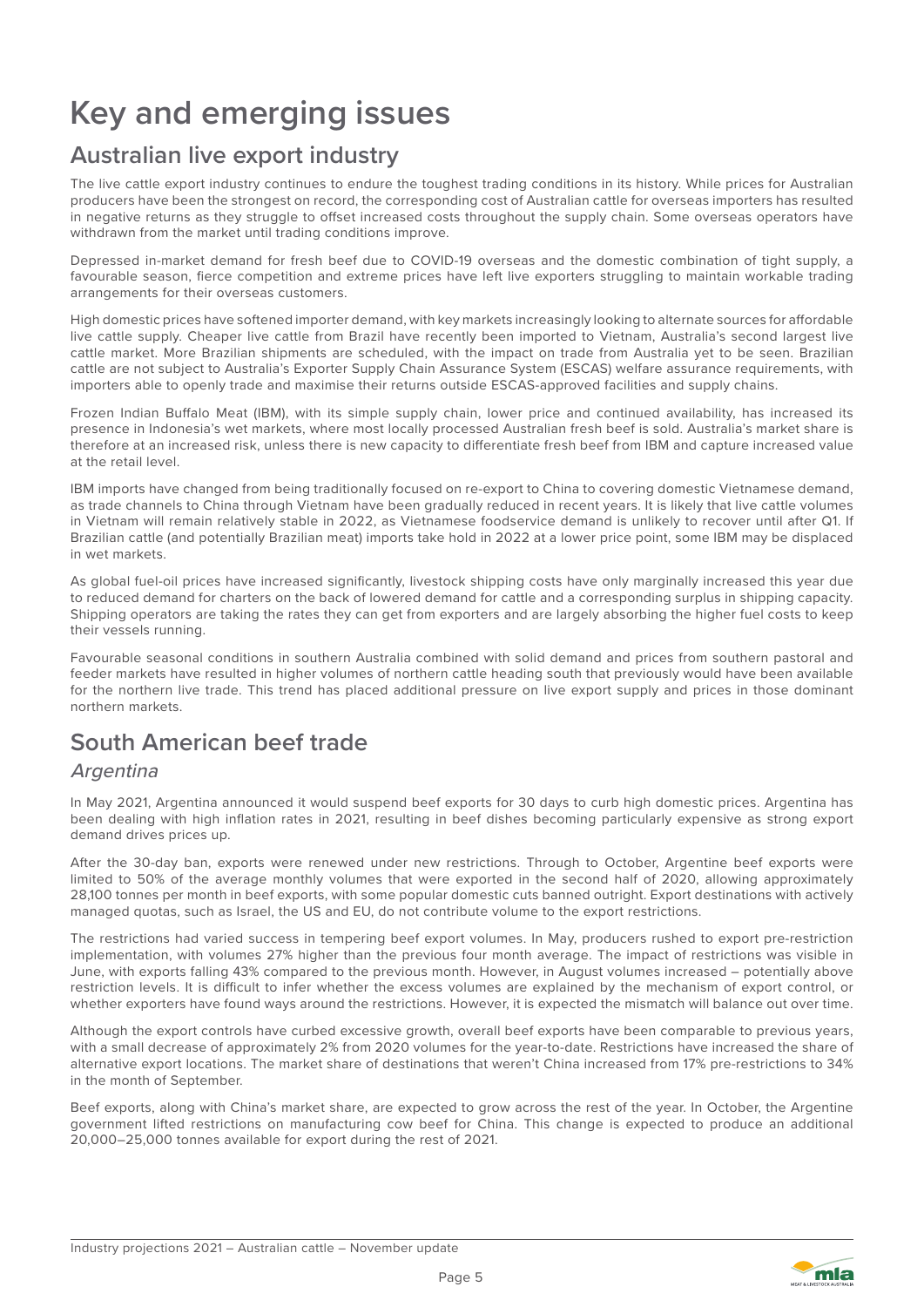# Key and emerging issues

## Australian live export industry

The live cattle export industry continues to endure the toughest trading conditions in its history. While prices for Australian producers have been the strongest on record, the corresponding cost of Australian cattle for overseas importers has resulted in negative returns as they struggle to offset increased costs throughout the supply chain. Some overseas operators have withdrawn from the market until trading conditions improve.

Depressed in-market demand for fresh beef due to COVID-19 overseas and the domestic combination of tight supply, a favourable season, fierce competition and extreme prices have left live exporters struggling to maintain workable trading arrangements for their overseas customers.

High domestic prices have softened importer demand, with key markets increasingly looking to alternate sources for affordable live cattle supply. Cheaper live cattle from Brazil have recently been imported to Vietnam, Australia's second largest live cattle market. More Brazilian shipments are scheduled, with the impact on trade from Australia yet to be seen. Brazilian cattle are not subject to Australia's Exporter Supply Chain Assurance System (ESCAS) welfare assurance requirements, with importers able to openly trade and maximise their returns outside ESCAS-approved facilities and supply chains.

Frozen Indian Buffalo Meat (IBM), with its simple supply chain, lower price and continued availability, has increased its presence in Indonesia's wet markets, where most locally processed Australian fresh beef is sold. Australia's market share is therefore at an increased risk, unless there is new capacity to differentiate fresh beef from IBM and capture increased value at the retail level.

IBM imports have changed from being traditionally focused on re-export to China to covering domestic Vietnamese demand, as trade channels to China through Vietnam have been gradually reduced in recent years. It is likely that live cattle volumes in Vietnam will remain relatively stable in 2022, as Vietnamese foodservice demand is unlikely to recover until after Q1. If Brazilian cattle (and potentially Brazilian meat) imports take hold in 2022 at a lower price point, some IBM may be displaced in wet markets.

As global fuel-oil prices have increased significantly, livestock shipping costs have only marginally increased this year due to reduced demand for charters on the back of lowered demand for cattle and a corresponding surplus in shipping capacity. Shipping operators are taking the rates they can get from exporters and are largely absorbing the higher fuel costs to keep their vessels running.

Favourable seasonal conditions in southern Australia combined with solid demand and prices from southern pastoral and feeder markets have resulted in higher volumes of northern cattle heading south that previously would have been available for the northern live trade. This trend has placed additional pressure on live export supply and prices in those dominant northern markets.

## South American beef trade

### *Argentina*

In May 2021, Argentina announced it would suspend beef exports for 30 days to curb high domestic prices. Argentina has been dealing with high inflation rates in 2021, resulting in beef dishes becoming particularly expensive as strong export demand drives prices up.

After the 30-day ban, exports were renewed under new restrictions. Through to October, Argentine beef exports were limited to 50% of the average monthly volumes that were exported in the second half of 2020, allowing approximately 28,100 tonnes per month in beef exports, with some popular domestic cuts banned outright. Export destinations with actively managed quotas, such as Israel, the US and EU, do not contribute volume to the export restrictions.

The restrictions had varied success in tempering beef export volumes. In May, producers rushed to export pre-restriction implementation, with volumes 27% higher than the previous four month average. The impact of restrictions was visible in June, with exports falling 43% compared to the previous month. However, in August volumes increased – potentially above restriction levels. It is difficult to infer whether the excess volumes are explained by the mechanism of export control, or whether exporters have found ways around the restrictions. However, it is expected the mismatch will balance out over time.

Although the export controls have curbed excessive growth, overall beef exports have been comparable to previous years, with a small decrease of approximately 2% from 2020 volumes for the year-to-date. Restrictions have increased the share of alternative export locations. The market share of destinations that weren't China increased from 17% pre-restrictions to 34% in the month of September.

Beef exports, along with China's market share, are expected to grow across the rest of the year. In October, the Argentine government lifted restrictions on manufacturing cow beef for China. This change is expected to produce an additional 20,000–25,000 tonnes available for export during the rest of 2021.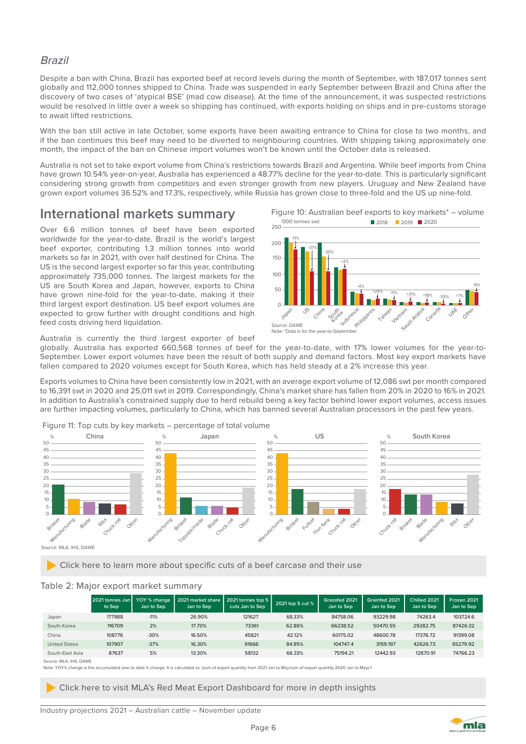## *Brazil*

Despite a ban with China, Brazil has exported beef at record levels during the month of September, with 187,017 tonnes sent globally and 112,000 tonnes shipped to China. Trade was suspended in early September between Brazil and China after the discovery of two cases of 'atypical BSE' (mad cow disease). At the time of the announcement, it was suspected restrictions would be resolved in little over a week so shipping has continued, with exports holding on ships and in pre-customs storage to await lifted restrictions.

With the ban still active in late October, some exports have been awaiting entrance to China for close to two months, and if the ban continues this beef may need to be diverted to neighbouring countries. With shipping taking approximately one month, the impact of the ban on Chinese import volumes won't be known until the October data is released.

Australia is not set to take export volume from China's restrictions towards Brazil and Argentina. While beef imports from China have grown 10.54% year-on-year, Australia has experienced a 48.77% decline for the year-to-date. This is particularly significant considering strong growth from competitors and even stronger growth from new players. Uruguay and New Zealand have grown export volumes 36.52% and 17.3%, respectively, while Russia has grown close to three-fold and the US up nine-fold.

## International markets summary

Over 6.6 million tonnes of beef have been exported worldwide for the year-to-date. Brazil is the world's largest beef exporter, contributing 1.3 million tonnes into world markets so far in 2021, with over half destined for China. The US is the second largest exporter so far this year, contributing approximately 735,000 tonnes. The largest markets for the US are South Korea and Japan, however, exports to China have grown nine-fold for the year-to-date, making it their third largest export destination. US beef export volumes are expected to grow further with drought conditions and high feed costs driving herd liquidation.

Figure 10: Australian beef exports to key markets* – volume

Source: DAWE
Note: *Data is for the year-to-September

Australia is currently the third largest exporter of beef globally. Australia has exported 660,568 tonnes of beef for the year-to-date, with 17% lower volumes for the year-to-September. Lower export volumes have been the result of both supply and demand factors. Most key export markets have fallen compared to 2020 volumes except for South Korea, which has held steady at a 2% increase this year.

Exports volumes to China have been consistently low in 2021, with an average export volume of 12,086 swt per month compared to 16,391 swt in 2020 and 25,011 swt in 2019. Correspondingly, China's market share has fallen from 20% in 2020 to 16% in 2021. In addition to Australia's constrained supply due to herd rebuild being a key factor behind lower export volumes, access issues are further impacting volumes, particularly to China, which has banned several Australian processors in the past few years.

Figure 11: Top cuts by key markets – percentage of total volume

Source: MLA, IHS, DAWE

Click here to learn more about specific cuts of a beef carcase and their use

Table 2: Major export market summary

| | 2021 tonnes Jan to Sep | YOY % change Jan to Sep | 2021 market share Jan to Sep | 2021 tonnes top 5 cuts Jan to Sep | 2021 top 5 cut % | Grassfed 2021 Jan to Sep | Grainfed 2021 Jan to Sep | Chilled 2021 Jan to Sep | Frozen 2021 Jan to Sep |
|---|---|---|---|---|---|---|---|---|---|
| Japan | 177988 | -11% | 26.90% | 121627 | 68.33% | 84758.06 | 93229.98 | 74263.4 | 103724.6 |
| South Korea | 116709 | 2% | 17.70% | 73361 | 62.86% | 66238.52 | 50470.55 | 29282.75 | 87426.32 |
| China | 108776 | -30% | 16.50% | 45821 | 42.12% | 60175.02 | 48600.78 | 17376.72 | 91399.08 |
| United States | 107907 | -37% | 16.30% | 91666 | 84.95% | 104747.4 | 3159.197 | 42626.73 | 65279.92 |
| South-East Asia | 87637 | 5% | 13.30% | 58132 | 66.33% | 75194.21 | 12442.93 | 12870.91 | 74766.23 |

Source: MLA, IHS, DAWE
Note: YOY% change is the accumulated year to date % change. It is calculated as: (sum of export quantity from 2021 Jan to May/sum of export quantity 2020 Jan to May)-1

Click here to visit MLA's Red Meat Export Dashboard for more in depth insights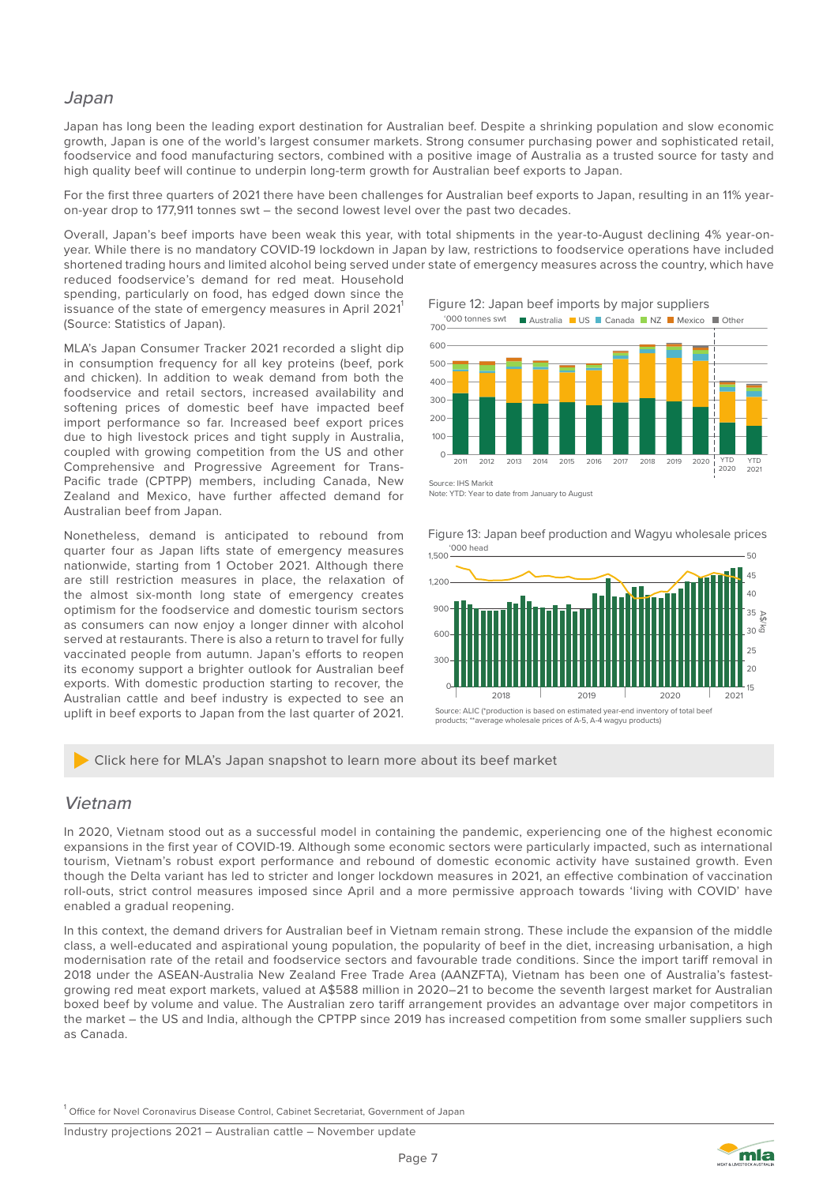## *Japan*

Japan has long been the leading export destination for Australian beef. Despite a shrinking population and slow economic growth, Japan is one of the world's largest consumer markets. Strong consumer purchasing power and sophisticated retail, foodservice and food manufacturing sectors, combined with a positive image of Australia as a trusted source for tasty and high quality beef will continue to underpin long-term growth for Australian beef exports to Japan.

For the first three quarters of 2021 there have been challenges for Australian beef exports to Japan, resulting in an 11% year-on-year drop to 177,911 tonnes swt – the second lowest level over the past two decades.

Overall, Japan's beef imports have been weak this year, with total shipments in the year-to-August declining 4% year-on-year. While there is no mandatory COVID-19 lockdown in Japan by law, restrictions to foodservice operations have included shortened trading hours and limited alcohol being served under state of emergency measures across the country, which have reduced foodservice's demand for red meat. Household spending, particularly on food, has edged down since the issuance of the state of emergency measures in April 2021[1] (Source: Statistics of Japan).

MLA's Japan Consumer Tracker 2021 recorded a slight dip in consumption frequency for all key proteins (beef, pork and chicken). In addition to weak demand from both the foodservice and retail sectors, increased availability and softening prices of domestic beef have impacted beef import performance so far. Increased beef export prices due to high livestock prices and tight supply in Australia, coupled with growing competition from the US and other Comprehensive and Progressive Agreement for Trans-Pacific trade (CPTPP) members, including Canada, New Zealand and Mexico, have further affected demand for Australian beef from Japan.

Nonetheless, demand is anticipated to rebound from quarter four as Japan lifts state of emergency measures nationwide, starting from 1 October 2021. Although there are still restriction measures in place, the relaxation of the almost six-month long state of emergency creates optimism for the foodservice and domestic tourism sectors as consumers can now enjoy a longer dinner with alcohol served at restaurants. There is also a return to travel for fully vaccinated people from autumn. Japan's efforts to reopen its economy support a brighter outlook for Australian beef exports. With domestic production starting to recover, the Australian cattle and beef industry is expected to see an uplift in beef exports to Japan from the last quarter of 2021.

Figure 12: Japan beef imports by major suppliers

Source: IHS Markit
Note: YTD: Year to date from January to August

Figure 13: Japan beef production and Wagyu wholesale prices

Source: ALIC (*production is based on estimated year-end inventory of total beef products; **average wholesale prices of A-5, A-4 wagyu products)

Click here for MLA's Japan snapshot to learn more about its beef market

## *Vietnam*

In 2020, Vietnam stood out as a successful model in containing the pandemic, experiencing one of the highest economic expansions in the first year of COVID-19. Although some economic sectors were particularly impacted, such as international tourism, Vietnam's robust export performance and rebound of domestic economic activity have sustained growth. Even though the Delta variant has led to stricter and longer lockdown measures in 2021, an effective combination of vaccination roll-outs, strict control measures imposed since April and a more permissive approach towards 'living with COVID' have enabled a gradual reopening.

In this context, the demand drivers for Australian beef in Vietnam remain strong. These include the expansion of the middle class, a well-educated and aspirational young population, the popularity of beef in the diet, increasing urbanisation, a high modernisation rate of the retail and foodservice sectors, and favourable trade conditions. Since the import tariff removal in 2018 under the ASEAN-Australia New Zealand Free Trade Area (AANZFTA), Vietnam has been one of Australia's fastest-growing red meat export markets, valued at A$588 million in 2020–21 to become the seventh largest market for Australian boxed beef by volume and value. The Australian zero tariff arrangement provides an advantage over major competitors in the market – the US and India, although the CPTPP since 2019 has increased competition from some smaller suppliers such as Canada.

[1] Office for Novel Coronavirus Disease Control, Cabinet Secretariat, Government of Japan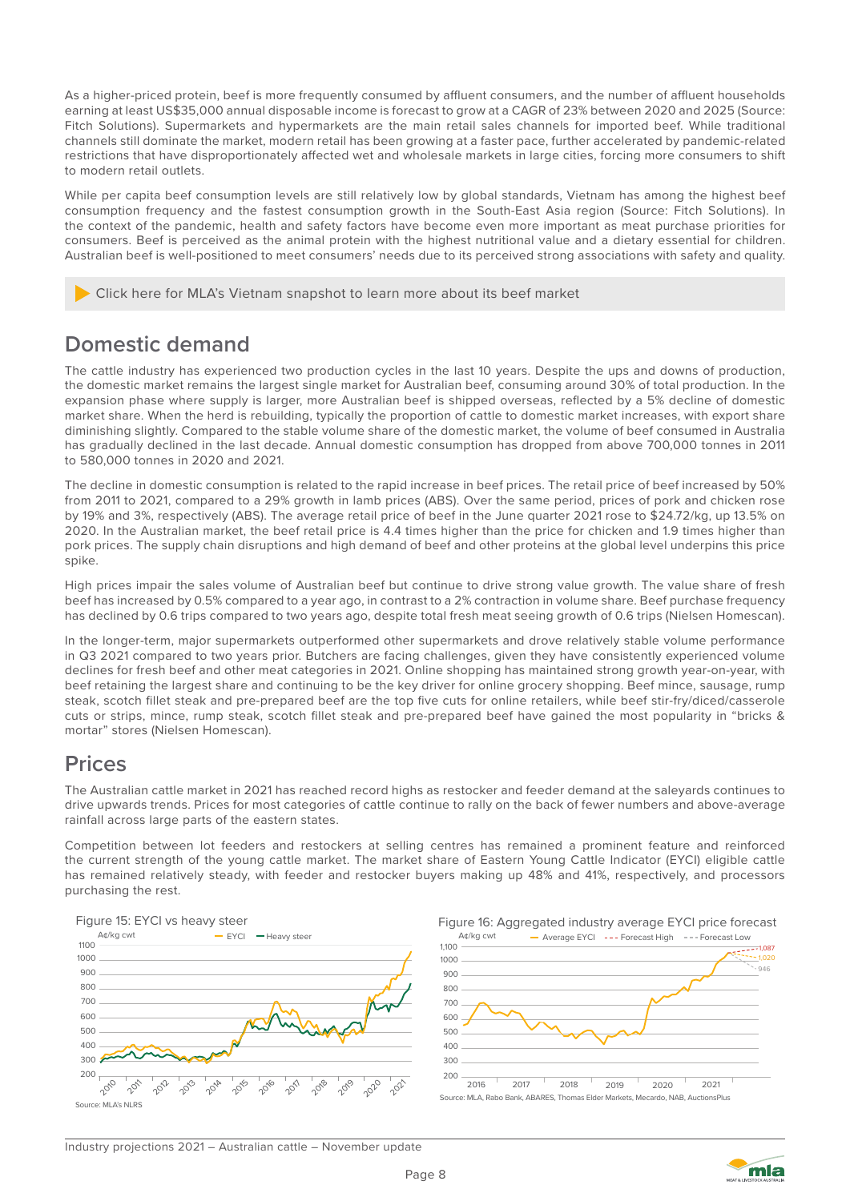As a higher-priced protein, beef is more frequently consumed by affluent consumers, and the number of affluent households earning at least US$35,000 annual disposable income is forecast to grow at a CAGR of 23% between 2020 and 2025 (Source: Fitch Solutions). Supermarkets and hypermarkets are the main retail sales channels for imported beef. While traditional channels still dominate the market, modern retail has been growing at a faster pace, further accelerated by pandemic-related restrictions that have disproportionately affected wet and wholesale markets in large cities, forcing more consumers to shift to modern retail outlets.

While per capita beef consumption levels are still relatively low by global standards, Vietnam has among the highest beef consumption frequency and the fastest consumption growth in the South-East Asia region (Source: Fitch Solutions). In the context of the pandemic, health and safety factors have become even more important as meat purchase priorities for consumers. Beef is perceived as the animal protein with the highest nutritional value and a dietary essential for children. Australian beef is well-positioned to meet consumers' needs due to its perceived strong associations with safety and quality.

Click here for MLA's Vietnam snapshot to learn more about its beef market

## Domestic demand

The cattle industry has experienced two production cycles in the last 10 years. Despite the ups and downs of production, the domestic market remains the largest single market for Australian beef, consuming around 30% of total production. In the expansion phase where supply is larger, more Australian beef is shipped overseas, reflected by a 5% decline of domestic market share. When the herd is rebuilding, typically the proportion of cattle to domestic market increases, with export share diminishing slightly. Compared to the stable volume share of the domestic market, the volume of beef consumed in Australia has gradually declined in the last decade. Annual domestic consumption has dropped from above 700,000 tonnes in 2011 to 580,000 tonnes in 2020 and 2021.

The decline in domestic consumption is related to the rapid increase in beef prices. The retail price of beef increased by 50% from 2011 to 2021, compared to a 29% growth in lamb prices (ABS). Over the same period, prices of pork and chicken rose by 19% and 3%, respectively (ABS). The average retail price of beef in the June quarter 2021 rose to $24.72/kg, up 13.5% on 2020. In the Australian market, the beef retail price is 4.4 times higher than the price for chicken and 1.9 times higher than pork prices. The supply chain disruptions and high demand of beef and other proteins at the global level underpins this price spike.

High prices impair the sales volume of Australian beef but continue to drive strong value growth. The value share of fresh beef has increased by 0.5% compared to a year ago, in contrast to a 2% contraction in volume share. Beef purchase frequency has declined by 0.6 trips compared to two years ago, despite total fresh meat seeing growth of 0.6 trips (Nielsen Homescan).

In the longer-term, major supermarkets outperformed other supermarkets and drove relatively stable volume performance in Q3 2021 compared to two years prior. Butchers are facing challenges, given they have consistently experienced volume declines for fresh beef and other meat categories in 2021. Online shopping has maintained strong growth year-on-year, with beef retaining the largest share and continuing to be the key driver for online grocery shopping. Beef mince, sausage, rump steak, scotch fillet steak and pre-prepared beef are the top five cuts for online retailers, while beef stir-fry/diced/casserole cuts or strips, mince, rump steak, scotch fillet steak and pre-prepared beef have gained the most popularity in "bricks & mortar" stores (Nielsen Homescan).

## Prices

The Australian cattle market in 2021 has reached record highs as restocker and feeder demand at the saleyards continues to drive upwards trends. Prices for most categories of cattle continue to rally on the back of fewer numbers and above-average rainfall across large parts of the eastern states.

Competition between lot feeders and restockers at selling centres has remained a prominent feature and reinforced the current strength of the young cattle market. The market share of Eastern Young Cattle Indicator (EYCI) eligible cattle has remained relatively steady, with feeder and restocker buyers making up 48% and 41%, respectively, and processors purchasing the rest.

Figure 15: EYCI vs heavy steer

Source: MLA's NLRS

Figure 16: Aggregated industry average EYCI price forecast

Source: MLA, Rabo Bank, ABARES, Thomas Elder Markets, Mecardo, NAB, AuctionsPlus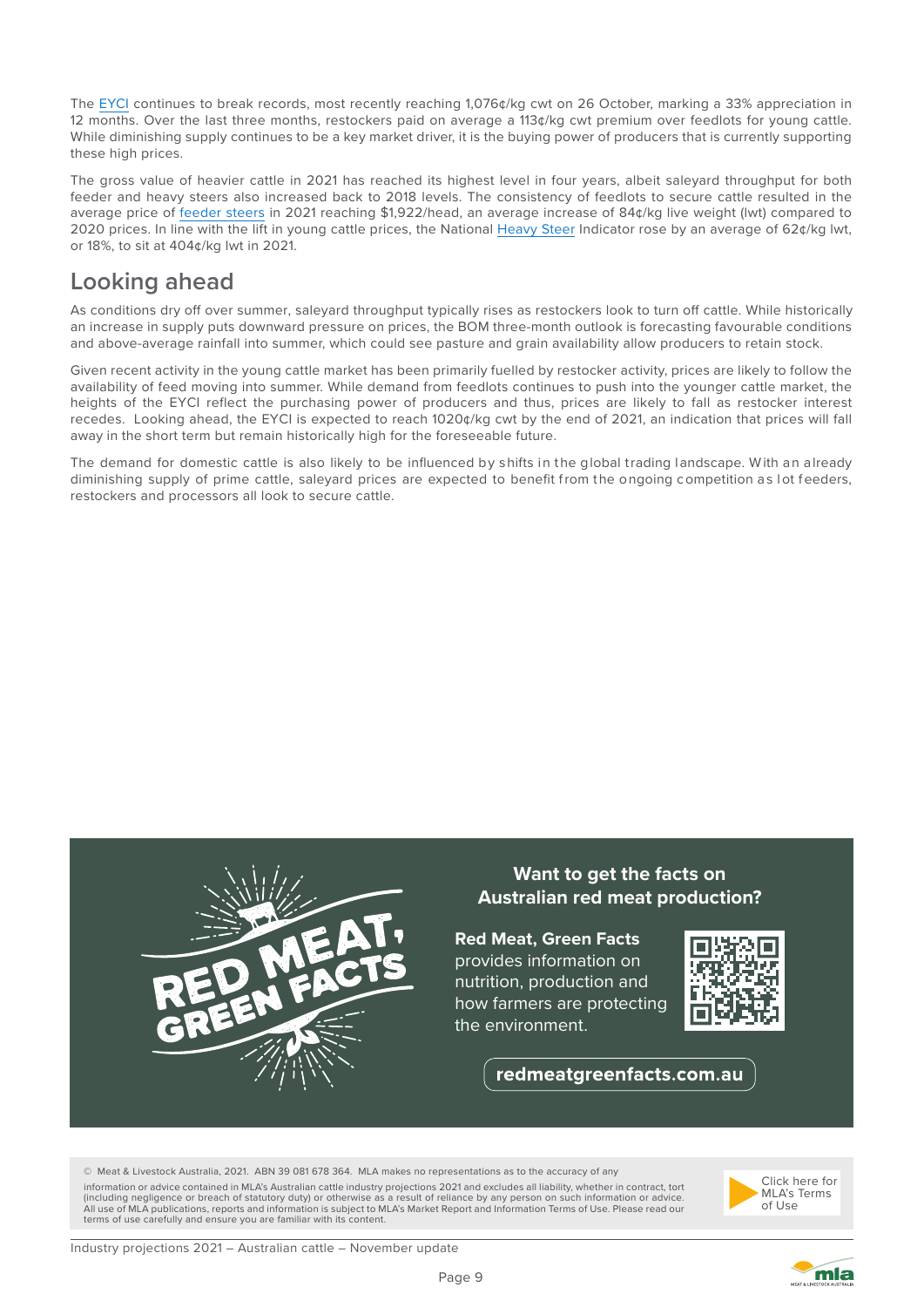The EYCI continues to break records, most recently reaching 1,076¢/kg cwt on 26 October, marking a 33% appreciation in 12 months. Over the last three months, restockers paid on average a 113¢/kg cwt premium over feedlots for young cattle. While diminishing supply continues to be a key market driver, it is the buying power of producers that is currently supporting these high prices.

The gross value of heavier cattle in 2021 has reached its highest level in four years, albeit saleyard throughput for both feeder and heavy steers also increased back to 2018 levels. The consistency of feedlots to secure cattle resulted in the average price of feeder steers in 2021 reaching $1,922/head, an average increase of 84¢/kg live weight (lwt) compared to 2020 prices. In line with the lift in young cattle prices, the National Heavy Steer Indicator rose by an average of 62¢/kg lwt, or 18%, to sit at 404¢/kg lwt in 2021.

## Looking ahead

As conditions dry off over summer, saleyard throughput typically rises as restockers look to turn off cattle. While historically an increase in supply puts downward pressure on prices, the BOM three-month outlook is forecasting favourable conditions and above-average rainfall into summer, which could see pasture and grain availability allow producers to retain stock.

Given recent activity in the young cattle market has been primarily fuelled by restocker activity, prices are likely to follow the availability of feed moving into summer. While demand from feedlots continues to push into the younger cattle market, the heights of the EYCI reflect the purchasing power of producers and thus, prices are likely to fall as restocker interest recedes. Looking ahead, the EYCI is expected to reach 1020¢/kg cwt by the end of 2021, an indication that prices will fall away in the short term but remain historically high for the foreseeable future.

The demand for domestic cattle is also likely to be influenced by shifts in the global trading landscape. With an already diminishing supply of prime cattle, saleyard prices are expected to benefit from the ongoing competition as lot feeders, restockers and processors all look to secure cattle.

RED MEAT, GREEN FACTS

**Want to get the facts on Australian red meat production?**

**Red Meat, Green Facts** provides information on nutrition, production and how farmers are protecting the environment.

**redmeatgreenfacts.com.au**

© Meat & Livestock Australia, 2021. ABN 39 081 678 364. MLA makes no representations as to the accuracy of any information or advice contained in MLA's Australian cattle industry projections 2021 and excludes all liability, whether in contract, tort (including negligence or breach of statutory duty) or otherwise as a result of reliance by any person on such information or advice. All use of MLA publications, reports and information is subject to MLA's Market Report and Information Terms of Use. Please read our terms of use carefully and ensure you are familiar with its content.

Click here for MLA's Terms of Use